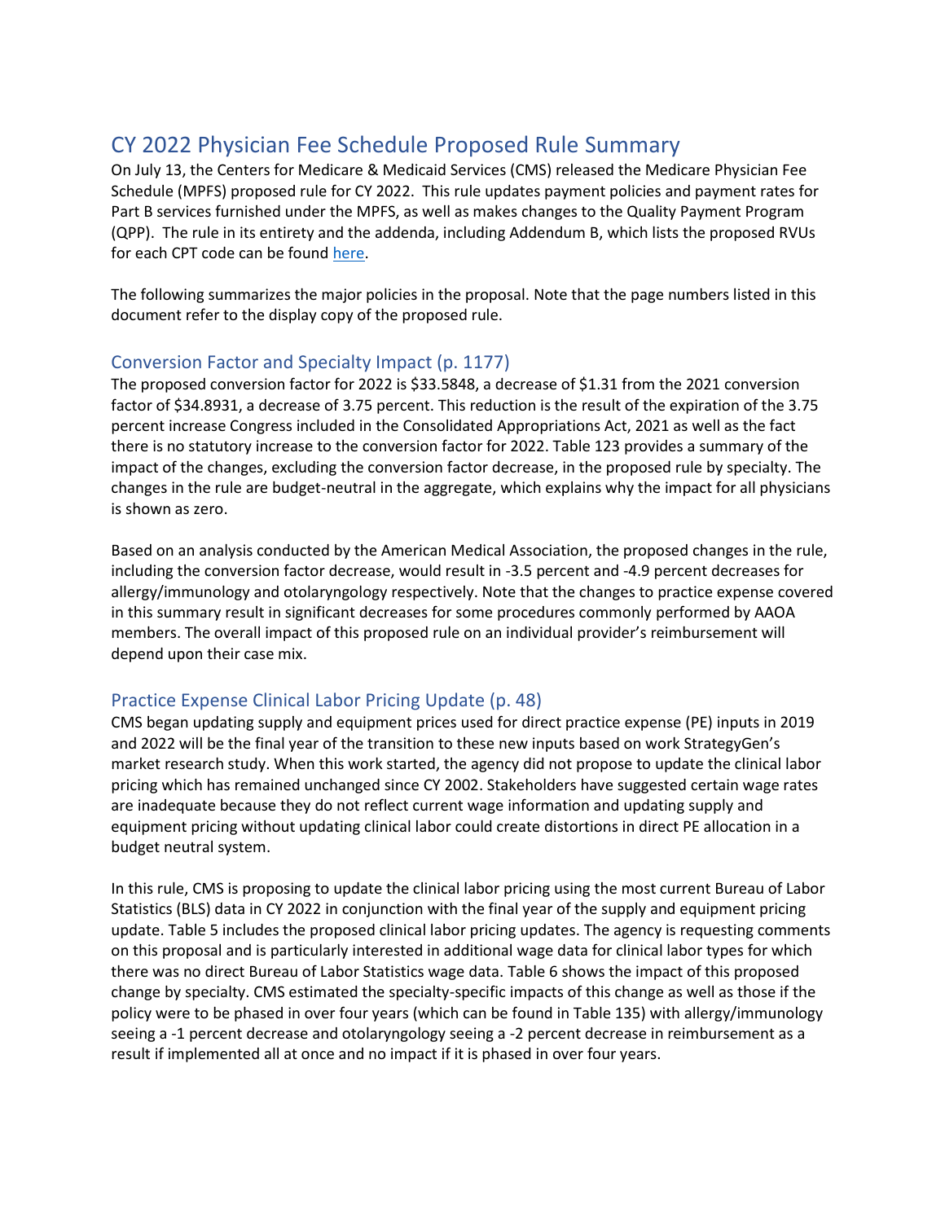# CY 2022 Physician Fee Schedule Proposed Rule Summary

On July 13, the Centers for Medicare & Medicaid Services (CMS) released the Medicare Physician Fee Schedule (MPFS) proposed rule for CY 2022. This rule updates payment policies and payment rates for Part B services furnished under the MPFS, as well as makes changes to the Quality Payment Program (QPP). The rule in its entirety and the addenda, including Addendum B, which lists the proposed RVUs for each CPT code can be found here.

The following summarizes the major policies in the proposal. Note that the page numbers listed in this document refer to the display copy of the proposed rule.

## Conversion Factor and Specialty Impact (p. 1177)

The proposed conversion factor for 2022 is $33.5848, a decrease of $1.31 from the 2021 conversion factor of $34.8931, a decrease of 3.75 percent. This reduction is the result of the expiration of the 3.75 percent increase Congress included in the Consolidated Appropriations Act, 2021 as well as the fact there is no statutory increase to the conversion factor for 2022. Table 123 provides a summary of the impact of the changes, excluding the conversion factor decrease, in the proposed rule by specialty. The changes in the rule are budget-neutral in the aggregate, which explains why the impact for all physicians is shown as zero.

Based on an analysis conducted by the American Medical Association, the proposed changes in the rule, including the conversion factor decrease, would result in -3.5 percent and -4.9 percent decreases for allergy/immunology and otolaryngology respectively. Note that the changes to practice expense covered in this summary result in significant decreases for some procedures commonly performed by AAOA members. The overall impact of this proposed rule on an individual provider's reimbursement will depend upon their case mix.

## Practice Expense Clinical Labor Pricing Update (p. 48)

CMS began updating supply and equipment prices used for direct practice expense (PE) inputs in 2019 and 2022 will be the final year of the transition to these new inputs based on work StrategyGen's market research study. When this work started, the agency did not propose to update the clinical labor pricing which has remained unchanged since CY 2002. Stakeholders have suggested certain wage rates are inadequate because they do not reflect current wage information and updating supply and equipment pricing without updating clinical labor could create distortions in direct PE allocation in a budget neutral system.

In this rule, CMS is proposing to update the clinical labor pricing using the most current Bureau of Labor Statistics (BLS) data in CY 2022 in conjunction with the final year of the supply and equipment pricing update. Table 5 includes the proposed clinical labor pricing updates. The agency is requesting comments on this proposal and is particularly interested in additional wage data for clinical labor types for which there was no direct Bureau of Labor Statistics wage data. Table 6 shows the impact of this proposed change by specialty. CMS estimated the specialty-specific impacts of this change as well as those if the policy were to be phased in over four years (which can be found in Table 135) with allergy/immunology seeing a -1 percent decrease and otolaryngology seeing a -2 percent decrease in reimbursement as a result if implemented all at once and no impact if it is phased in over four years.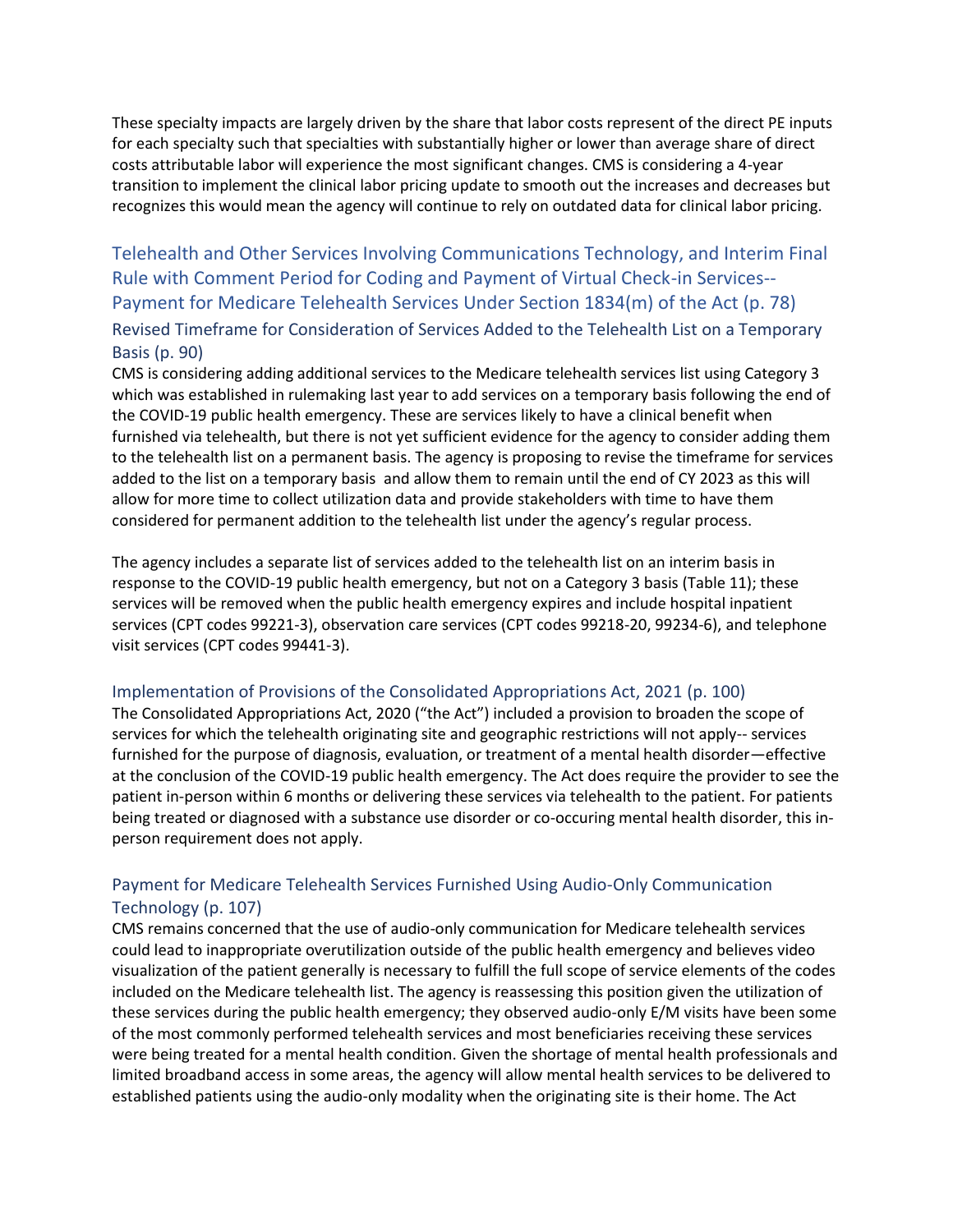These specialty impacts are largely driven by the share that labor costs represent of the direct PE inputs for each specialty such that specialties with substantially higher or lower than average share of direct costs attributable labor will experience the most significant changes. CMS is considering a 4-year transition to implement the clinical labor pricing update to smooth out the increases and decreases but recognizes this would mean the agency will continue to rely on outdated data for clinical labor pricing.

## Telehealth and Other Services Involving Communications Technology, and Interim Final Rule with Comment Period for Coding and Payment of Virtual Check-in Services--Payment for Medicare Telehealth Services Under Section 1834(m) of the Act (p. 78)

### Revised Timeframe for Consideration of Services Added to the Telehealth List on a Temporary Basis (p. 90)

CMS is considering adding additional services to the Medicare telehealth services list using Category 3 which was established in rulemaking last year to add services on a temporary basis following the end of the COVID-19 public health emergency. These are services likely to have a clinical benefit when furnished via telehealth, but there is not yet sufficient evidence for the agency to consider adding them to the telehealth list on a permanent basis. The agency is proposing to revise the timeframe for services added to the list on a temporary basis and allow them to remain until the end of CY 2023 as this will allow for more time to collect utilization data and provide stakeholders with time to have them considered for permanent addition to the telehealth list under the agency's regular process.

The agency includes a separate list of services added to the telehealth list on an interim basis in response to the COVID-19 public health emergency, but not on a Category 3 basis (Table 11); these services will be removed when the public health emergency expires and include hospital inpatient services (CPT codes 99221-3), observation care services (CPT codes 99218-20, 99234-6), and telephone visit services (CPT codes 99441-3).

### Implementation of Provisions of the Consolidated Appropriations Act, 2021 (p. 100)

The Consolidated Appropriations Act, 2020 ("the Act") included a provision to broaden the scope of services for which the telehealth originating site and geographic restrictions will not apply-- services furnished for the purpose of diagnosis, evaluation, or treatment of a mental health disorder—effective at the conclusion of the COVID-19 public health emergency. The Act does require the provider to see the patient in-person within 6 months or delivering these services via telehealth to the patient. For patients being treated or diagnosed with a substance use disorder or co-occuring mental health disorder, this in-person requirement does not apply.

### Payment for Medicare Telehealth Services Furnished Using Audio-Only Communication Technology (p. 107)

CMS remains concerned that the use of audio-only communication for Medicare telehealth services could lead to inappropriate overutilization outside of the public health emergency and believes video visualization of the patient generally is necessary to fulfill the full scope of service elements of the codes included on the Medicare telehealth list. The agency is reassessing this position given the utilization of these services during the public health emergency; they observed audio-only E/M visits have been some of the most commonly performed telehealth services and most beneficiaries receiving these services were being treated for a mental health condition. Given the shortage of mental health professionals and limited broadband access in some areas, the agency will allow mental health services to be delivered to established patients using the audio-only modality when the originating site is their home. The Act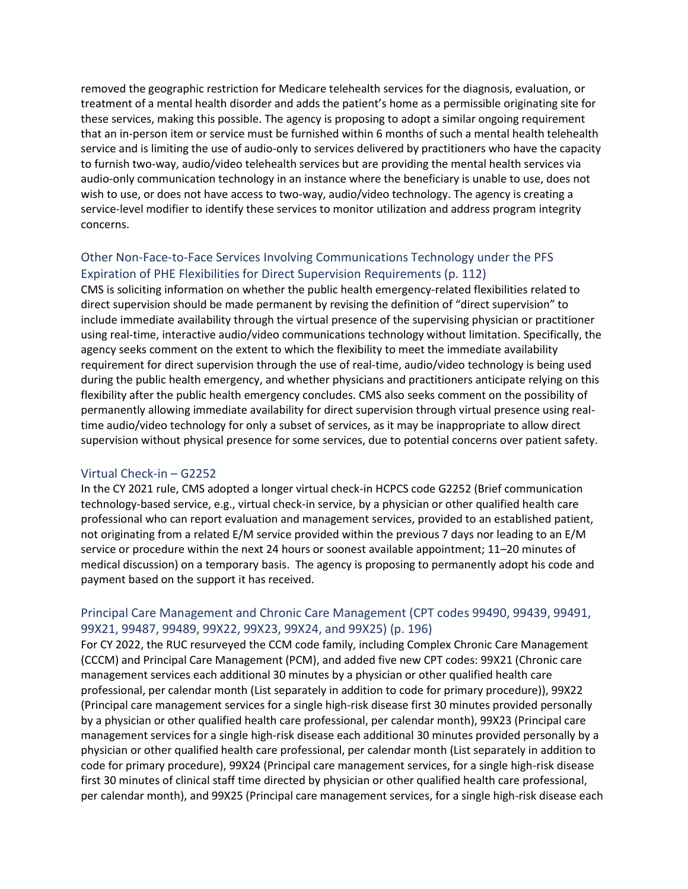removed the geographic restriction for Medicare telehealth services for the diagnosis, evaluation, or treatment of a mental health disorder and adds the patient's home as a permissible originating site for these services, making this possible. The agency is proposing to adopt a similar ongoing requirement that an in-person item or service must be furnished within 6 months of such a mental health telehealth service and is limiting the use of audio-only to services delivered by practitioners who have the capacity to furnish two-way, audio/video telehealth services but are providing the mental health services via audio-only communication technology in an instance where the beneficiary is unable to use, does not wish to use, or does not have access to two-way, audio/video technology. The agency is creating a service-level modifier to identify these services to monitor utilization and address program integrity concerns.

### Other Non-Face-to-Face Services Involving Communications Technology under the PFS Expiration of PHE Flexibilities for Direct Supervision Requirements (p. 112)

CMS is soliciting information on whether the public health emergency-related flexibilities related to direct supervision should be made permanent by revising the definition of "direct supervision" to include immediate availability through the virtual presence of the supervising physician or practitioner using real-time, interactive audio/video communications technology without limitation. Specifically, the agency seeks comment on the extent to which the flexibility to meet the immediate availability requirement for direct supervision through the use of real-time, audio/video technology is being used during the public health emergency, and whether physicians and practitioners anticipate relying on this flexibility after the public health emergency concludes. CMS also seeks comment on the possibility of permanently allowing immediate availability for direct supervision through virtual presence using real-time audio/video technology for only a subset of services, as it may be inappropriate to allow direct supervision without physical presence for some services, due to potential concerns over patient safety.

### Virtual Check-in – G2252

In the CY 2021 rule, CMS adopted a longer virtual check-in HCPCS code G2252 (Brief communication technology-based service, e.g., virtual check-in service, by a physician or other qualified health care professional who can report evaluation and management services, provided to an established patient, not originating from a related E/M service provided within the previous 7 days nor leading to an E/M service or procedure within the next 24 hours or soonest available appointment; 11–20 minutes of medical discussion) on a temporary basis. The agency is proposing to permanently adopt his code and payment based on the support it has received.

### Principal Care Management and Chronic Care Management (CPT codes 99490, 99439, 99491, 99X21, 99487, 99489, 99X22, 99X23, 99X24, and 99X25) (p. 196)

For CY 2022, the RUC resurveyed the CCM code family, including Complex Chronic Care Management (CCCM) and Principal Care Management (PCM), and added five new CPT codes: 99X21 (Chronic care management services each additional 30 minutes by a physician or other qualified health care professional, per calendar month (List separately in addition to code for primary procedure)), 99X22 (Principal care management services for a single high-risk disease first 30 minutes provided personally by a physician or other qualified health care professional, per calendar month), 99X23 (Principal care management services for a single high-risk disease each additional 30 minutes provided personally by a physician or other qualified health care professional, per calendar month (List separately in addition to code for primary procedure), 99X24 (Principal care management services, for a single high-risk disease first 30 minutes of clinical staff time directed by physician or other qualified health care professional, per calendar month), and 99X25 (Principal care management services, for a single high-risk disease each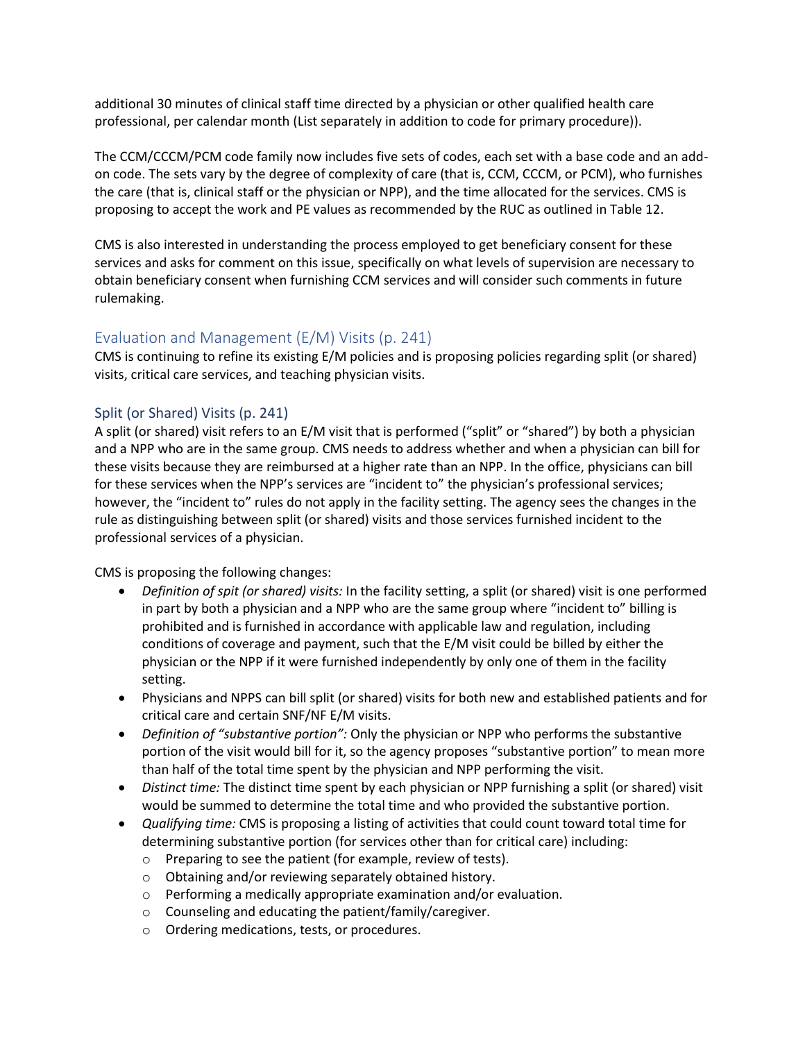additional 30 minutes of clinical staff time directed by a physician or other qualified health care professional, per calendar month (List separately in addition to code for primary procedure)).

The CCM/CCCM/PCM code family now includes five sets of codes, each set with a base code and an add-on code. The sets vary by the degree of complexity of care (that is, CCM, CCCM, or PCM), who furnishes the care (that is, clinical staff or the physician or NPP), and the time allocated for the services. CMS is proposing to accept the work and PE values as recommended by the RUC as outlined in Table 12.

CMS is also interested in understanding the process employed to get beneficiary consent for these services and asks for comment on this issue, specifically on what levels of supervision are necessary to obtain beneficiary consent when furnishing CCM services and will consider such comments in future rulemaking.

## Evaluation and Management (E/M) Visits (p. 241)

CMS is continuing to refine its existing E/M policies and is proposing policies regarding split (or shared) visits, critical care services, and teaching physician visits.

### Split (or Shared) Visits (p. 241)

A split (or shared) visit refers to an E/M visit that is performed ("split" or "shared") by both a physician and a NPP who are in the same group. CMS needs to address whether and when a physician can bill for these visits because they are reimbursed at a higher rate than an NPP. In the office, physicians can bill for these services when the NPP's services are "incident to" the physician's professional services; however, the "incident to" rules do not apply in the facility setting. The agency sees the changes in the rule as distinguishing between split (or shared) visits and those services furnished incident to the professional services of a physician.

CMS is proposing the following changes:

- *Definition of spit (or shared) visits:* In the facility setting, a split (or shared) visit is one performed in part by both a physician and a NPP who are the same group where "incident to" billing is prohibited and is furnished in accordance with applicable law and regulation, including conditions of coverage and payment, such that the E/M visit could be billed by either the physician or the NPP if it were furnished independently by only one of them in the facility setting.
- Physicians and NPPS can bill split (or shared) visits for both new and established patients and for critical care and certain SNF/NF E/M visits.
- *Definition of "substantive portion":* Only the physician or NPP who performs the substantive portion of the visit would bill for it, so the agency proposes "substantive portion" to mean more than half of the total time spent by the physician and NPP performing the visit.
- *Distinct time:* The distinct time spent by each physician or NPP furnishing a split (or shared) visit would be summed to determine the total time and who provided the substantive portion.
- *Qualifying time:* CMS is proposing a listing of activities that could count toward total time for determining substantive portion (for services other than for critical care) including:
  - Preparing to see the patient (for example, review of tests).
  - Obtaining and/or reviewing separately obtained history.
  - Performing a medically appropriate examination and/or evaluation.
  - Counseling and educating the patient/family/caregiver.
  - Ordering medications, tests, or procedures.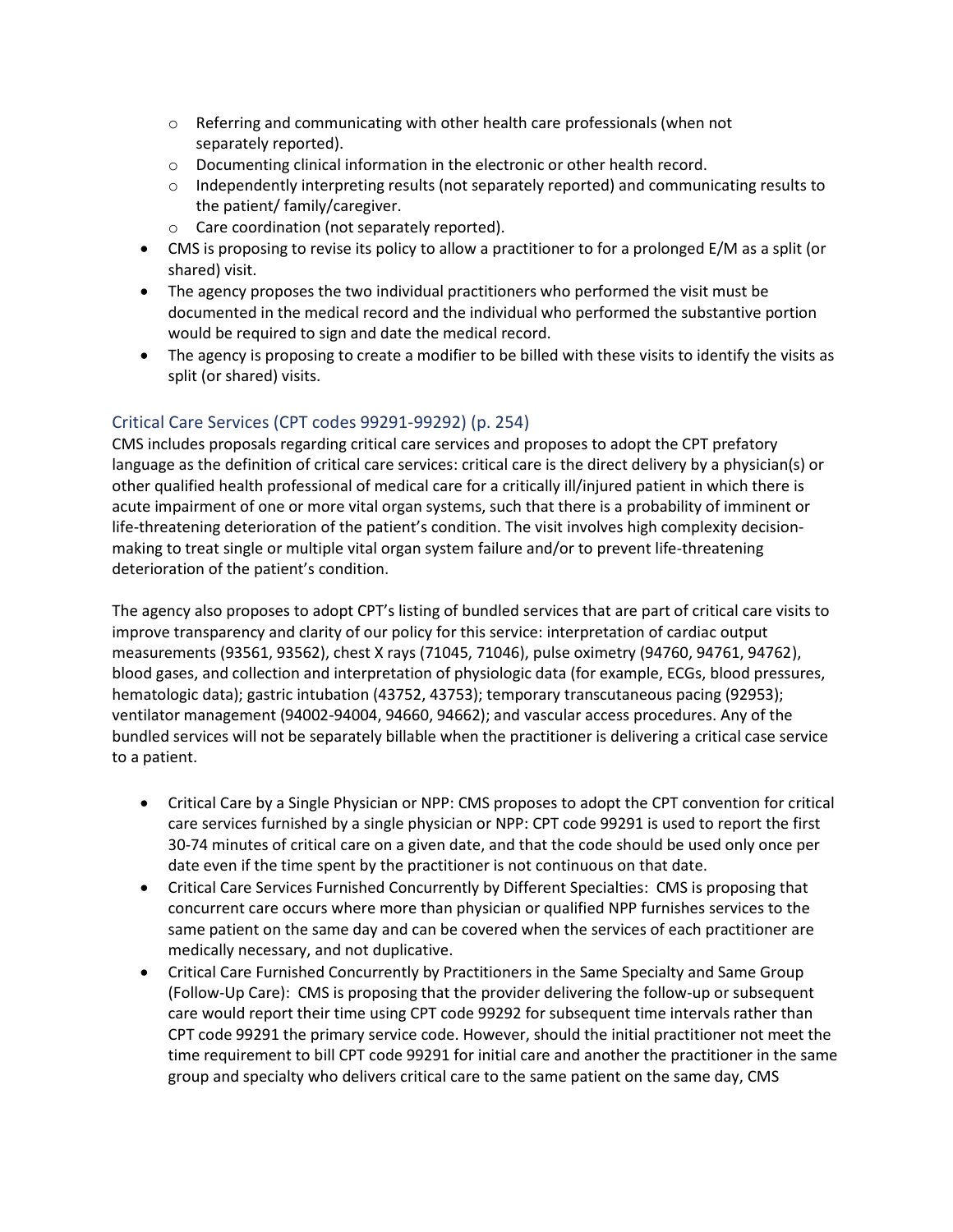- Referring and communicating with other health care professionals (when not separately reported).
    - Documenting clinical information in the electronic or other health record.
    - Independently interpreting results (not separately reported) and communicating results to the patient/ family/caregiver.
    - Care coordination (not separately reported).
- CMS is proposing to revise its policy to allow a practitioner to for a prolonged E/M as a split (or shared) visit.
- The agency proposes the two individual practitioners who performed the visit must be documented in the medical record and the individual who performed the substantive portion would be required to sign and date the medical record.
- The agency is proposing to create a modifier to be billed with these visits to identify the visits as split (or shared) visits.

### Critical Care Services (CPT codes 99291-99292) (p. 254)

CMS includes proposals regarding critical care services and proposes to adopt the CPT prefatory language as the definition of critical care services: critical care is the direct delivery by a physician(s) or other qualified health professional of medical care for a critically ill/injured patient in which there is acute impairment of one or more vital organ systems, such that there is a probability of imminent or life-threatening deterioration of the patient's condition. The visit involves high complexity decision-making to treat single or multiple vital organ system failure and/or to prevent life-threatening deterioration of the patient's condition.

The agency also proposes to adopt CPT's listing of bundled services that are part of critical care visits to improve transparency and clarity of our policy for this service: interpretation of cardiac output measurements (93561, 93562), chest X rays (71045, 71046), pulse oximetry (94760, 94761, 94762), blood gases, and collection and interpretation of physiologic data (for example, ECGs, blood pressures, hematologic data); gastric intubation (43752, 43753); temporary transcutaneous pacing (92953); ventilator management (94002-94004, 94660, 94662); and vascular access procedures. Any of the bundled services will not be separately billable when the practitioner is delivering a critical case service to a patient.

- Critical Care by a Single Physician or NPP: CMS proposes to adopt the CPT convention for critical care services furnished by a single physician or NPP: CPT code 99291 is used to report the first 30-74 minutes of critical care on a given date, and that the code should be used only once per date even if the time spent by the practitioner is not continuous on that date.
- Critical Care Services Furnished Concurrently by Different Specialties: CMS is proposing that concurrent care occurs where more than physician or qualified NPP furnishes services to the same patient on the same day and can be covered when the services of each practitioner are medically necessary, and not duplicative.
- Critical Care Furnished Concurrently by Practitioners in the Same Specialty and Same Group (Follow-Up Care): CMS is proposing that the provider delivering the follow-up or subsequent care would report their time using CPT code 99292 for subsequent time intervals rather than CPT code 99291 the primary service code. However, should the initial practitioner not meet the time requirement to bill CPT code 99291 for initial care and another the practitioner in the same group and specialty who delivers critical care to the same patient on the same day, CMS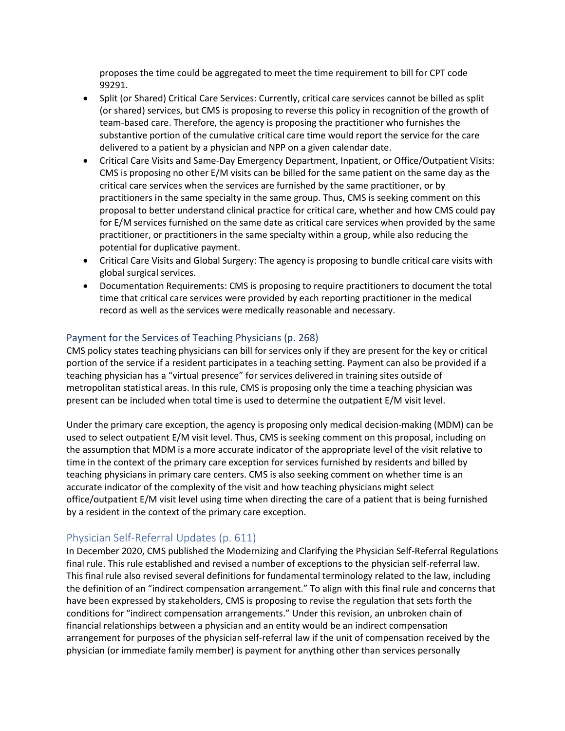proposes the time could be aggregated to meet the time requirement to bill for CPT code 99291.

- Split (or Shared) Critical Care Services: Currently, critical care services cannot be billed as split (or shared) services, but CMS is proposing to reverse this policy in recognition of the growth of team-based care. Therefore, the agency is proposing the practitioner who furnishes the substantive portion of the cumulative critical care time would report the service for the care delivered to a patient by a physician and NPP on a given calendar date.
- Critical Care Visits and Same-Day Emergency Department, Inpatient, or Office/Outpatient Visits: CMS is proposing no other E/M visits can be billed for the same patient on the same day as the critical care services when the services are furnished by the same practitioner, or by practitioners in the same specialty in the same group. Thus, CMS is seeking comment on this proposal to better understand clinical practice for critical care, whether and how CMS could pay for E/M services furnished on the same date as critical care services when provided by the same practitioner, or practitioners in the same specialty within a group, while also reducing the potential for duplicative payment.
- Critical Care Visits and Global Surgery: The agency is proposing to bundle critical care visits with global surgical services.
- Documentation Requirements: CMS is proposing to require practitioners to document the total time that critical care services were provided by each reporting practitioner in the medical record as well as the services were medically reasonable and necessary.

## Payment for the Services of Teaching Physicians (p. 268)

CMS policy states teaching physicians can bill for services only if they are present for the key or critical portion of the service if a resident participates in a teaching setting. Payment can also be provided if a teaching physician has a "virtual presence" for services delivered in training sites outside of metropolitan statistical areas. In this rule, CMS is proposing only the time a teaching physician was present can be included when total time is used to determine the outpatient E/M visit level.

Under the primary care exception, the agency is proposing only medical decision-making (MDM) can be used to select outpatient E/M visit level. Thus, CMS is seeking comment on this proposal, including on the assumption that MDM is a more accurate indicator of the appropriate level of the visit relative to time in the context of the primary care exception for services furnished by residents and billed by teaching physicians in primary care centers. CMS is also seeking comment on whether time is an accurate indicator of the complexity of the visit and how teaching physicians might select office/outpatient E/M visit level using time when directing the care of a patient that is being furnished by a resident in the context of the primary care exception.

## Physician Self-Referral Updates (p. 611)

In December 2020, CMS published the Modernizing and Clarifying the Physician Self-Referral Regulations final rule. This rule established and revised a number of exceptions to the physician self-referral law. This final rule also revised several definitions for fundamental terminology related to the law, including the definition of an "indirect compensation arrangement." To align with this final rule and concerns that have been expressed by stakeholders, CMS is proposing to revise the regulation that sets forth the conditions for "indirect compensation arrangements." Under this revision, an unbroken chain of financial relationships between a physician and an entity would be an indirect compensation arrangement for purposes of the physician self-referral law if the unit of compensation received by the physician (or immediate family member) is payment for anything other than services personally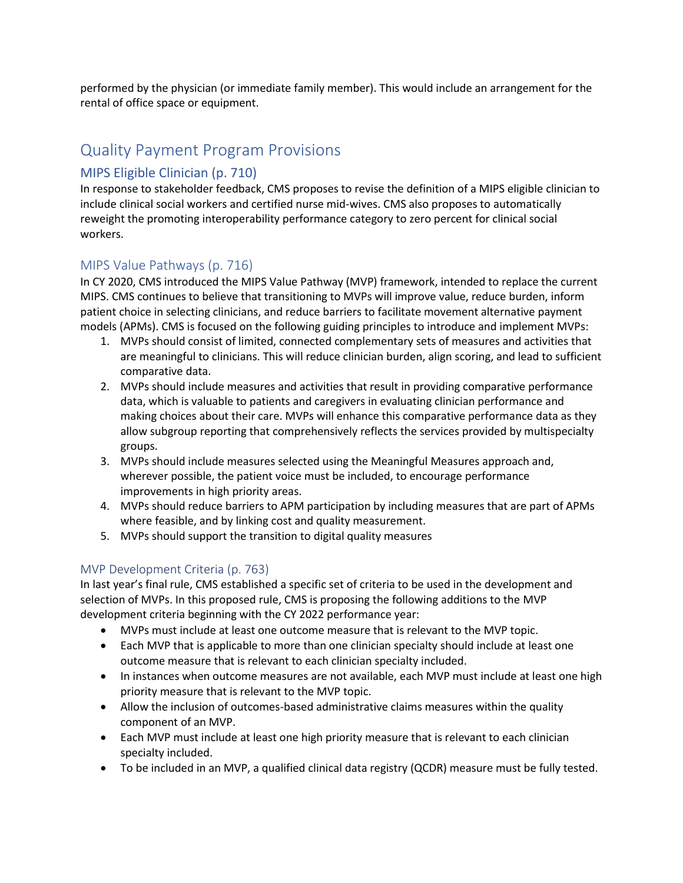performed by the physician (or immediate family member). This would include an arrangement for the rental of office space or equipment.

## Quality Payment Program Provisions

### MIPS Eligible Clinician (p. 710)

In response to stakeholder feedback, CMS proposes to revise the definition of a MIPS eligible clinician to include clinical social workers and certified nurse mid-wives. CMS also proposes to automatically reweight the promoting interoperability performance category to zero percent for clinical social workers.

### MIPS Value Pathways (p. 716)

In CY 2020, CMS introduced the MIPS Value Pathway (MVP) framework, intended to replace the current MIPS. CMS continues to believe that transitioning to MVPs will improve value, reduce burden, inform patient choice in selecting clinicians, and reduce barriers to facilitate movement alternative payment models (APMs). CMS is focused on the following guiding principles to introduce and implement MVPs:

1. MVPs should consist of limited, connected complementary sets of measures and activities that are meaningful to clinicians. This will reduce clinician burden, align scoring, and lead to sufficient comparative data.
2. MVPs should include measures and activities that result in providing comparative performance data, which is valuable to patients and caregivers in evaluating clinician performance and making choices about their care. MVPs will enhance this comparative performance data as they allow subgroup reporting that comprehensively reflects the services provided by multispecialty groups.
3. MVPs should include measures selected using the Meaningful Measures approach and, wherever possible, the patient voice must be included, to encourage performance improvements in high priority areas.
4. MVPs should reduce barriers to APM participation by including measures that are part of APMs where feasible, and by linking cost and quality measurement.
5. MVPs should support the transition to digital quality measures

#### MVP Development Criteria (p. 763)

In last year's final rule, CMS established a specific set of criteria to be used in the development and selection of MVPs. In this proposed rule, CMS is proposing the following additions to the MVP development criteria beginning with the CY 2022 performance year:

- MVPs must include at least one outcome measure that is relevant to the MVP topic.
- Each MVP that is applicable to more than one clinician specialty should include at least one outcome measure that is relevant to each clinician specialty included.
- In instances when outcome measures are not available, each MVP must include at least one high priority measure that is relevant to the MVP topic.
- Allow the inclusion of outcomes-based administrative claims measures within the quality component of an MVP.
- Each MVP must include at least one high priority measure that is relevant to each clinician specialty included.
- To be included in an MVP, a qualified clinical data registry (QCDR) measure must be fully tested.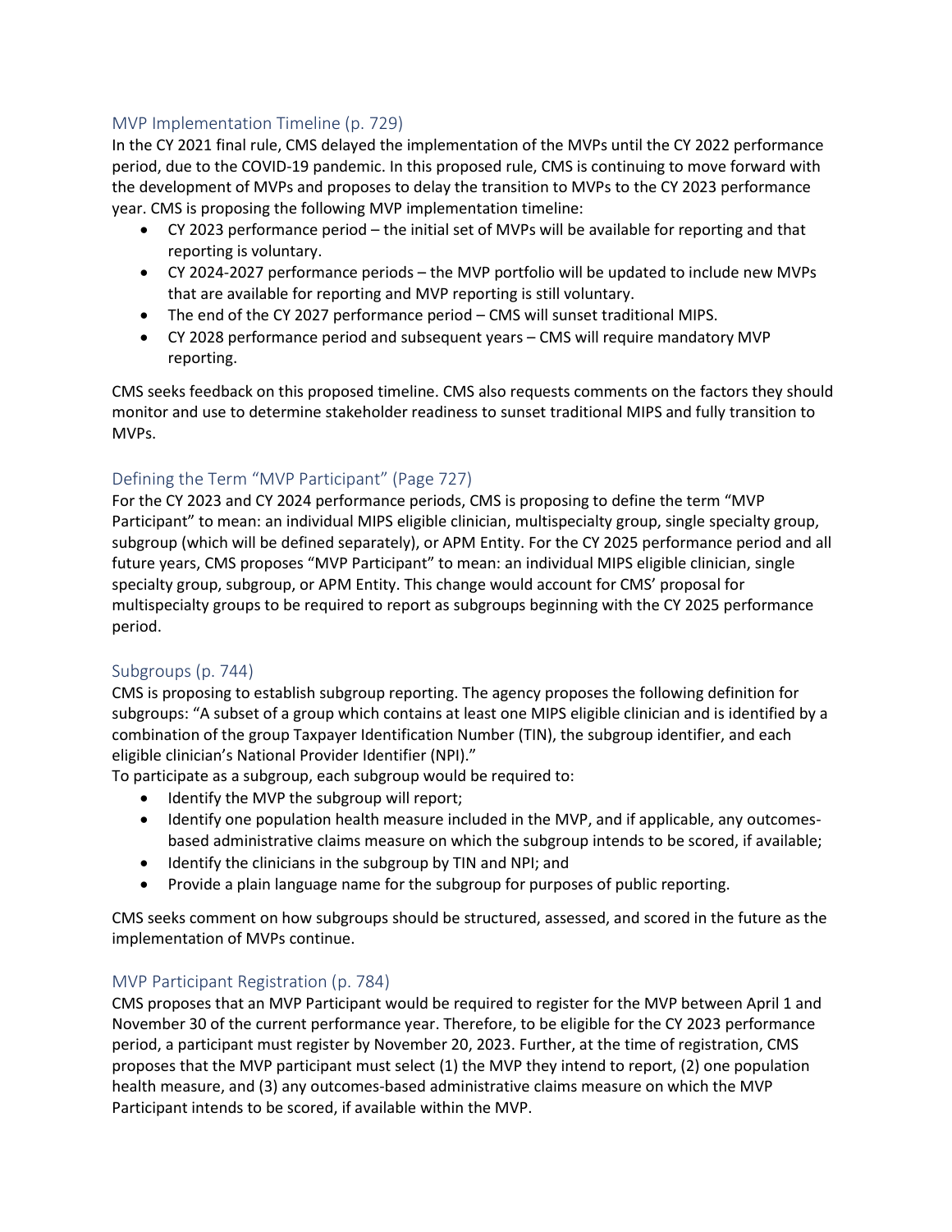## MVP Implementation Timeline (p. 729)

In the CY 2021 final rule, CMS delayed the implementation of the MVPs until the CY 2022 performance period, due to the COVID-19 pandemic. In this proposed rule, CMS is continuing to move forward with the development of MVPs and proposes to delay the transition to MVPs to the CY 2023 performance year. CMS is proposing the following MVP implementation timeline:

- CY 2023 performance period – the initial set of MVPs will be available for reporting and that reporting is voluntary.
- CY 2024-2027 performance periods – the MVP portfolio will be updated to include new MVPs that are available for reporting and MVP reporting is still voluntary.
- The end of the CY 2027 performance period – CMS will sunset traditional MIPS.
- CY 2028 performance period and subsequent years – CMS will require mandatory MVP reporting.

CMS seeks feedback on this proposed timeline. CMS also requests comments on the factors they should monitor and use to determine stakeholder readiness to sunset traditional MIPS and fully transition to MVPs.

## Defining the Term "MVP Participant" (Page 727)

For the CY 2023 and CY 2024 performance periods, CMS is proposing to define the term "MVP Participant" to mean: an individual MIPS eligible clinician, multispecialty group, single specialty group, subgroup (which will be defined separately), or APM Entity. For the CY 2025 performance period and all future years, CMS proposes "MVP Participant" to mean: an individual MIPS eligible clinician, single specialty group, subgroup, or APM Entity. This change would account for CMS' proposal for multispecialty groups to be required to report as subgroups beginning with the CY 2025 performance period.

## Subgroups (p. 744)

CMS is proposing to establish subgroup reporting. The agency proposes the following definition for subgroups: "A subset of a group which contains at least one MIPS eligible clinician and is identified by a combination of the group Taxpayer Identification Number (TIN), the subgroup identifier, and each eligible clinician's National Provider Identifier (NPI)."

To participate as a subgroup, each subgroup would be required to:

- Identify the MVP the subgroup will report;
- Identify one population health measure included in the MVP, and if applicable, any outcomes-based administrative claims measure on which the subgroup intends to be scored, if available;
- Identify the clinicians in the subgroup by TIN and NPI; and
- Provide a plain language name for the subgroup for purposes of public reporting.

CMS seeks comment on how subgroups should be structured, assessed, and scored in the future as the implementation of MVPs continue.

## MVP Participant Registration (p. 784)

CMS proposes that an MVP Participant would be required to register for the MVP between April 1 and November 30 of the current performance year. Therefore, to be eligible for the CY 2023 performance period, a participant must register by November 20, 2023. Further, at the time of registration, CMS proposes that the MVP participant must select (1) the MVP they intend to report, (2) one population health measure, and (3) any outcomes-based administrative claims measure on which the MVP Participant intends to be scored, if available within the MVP.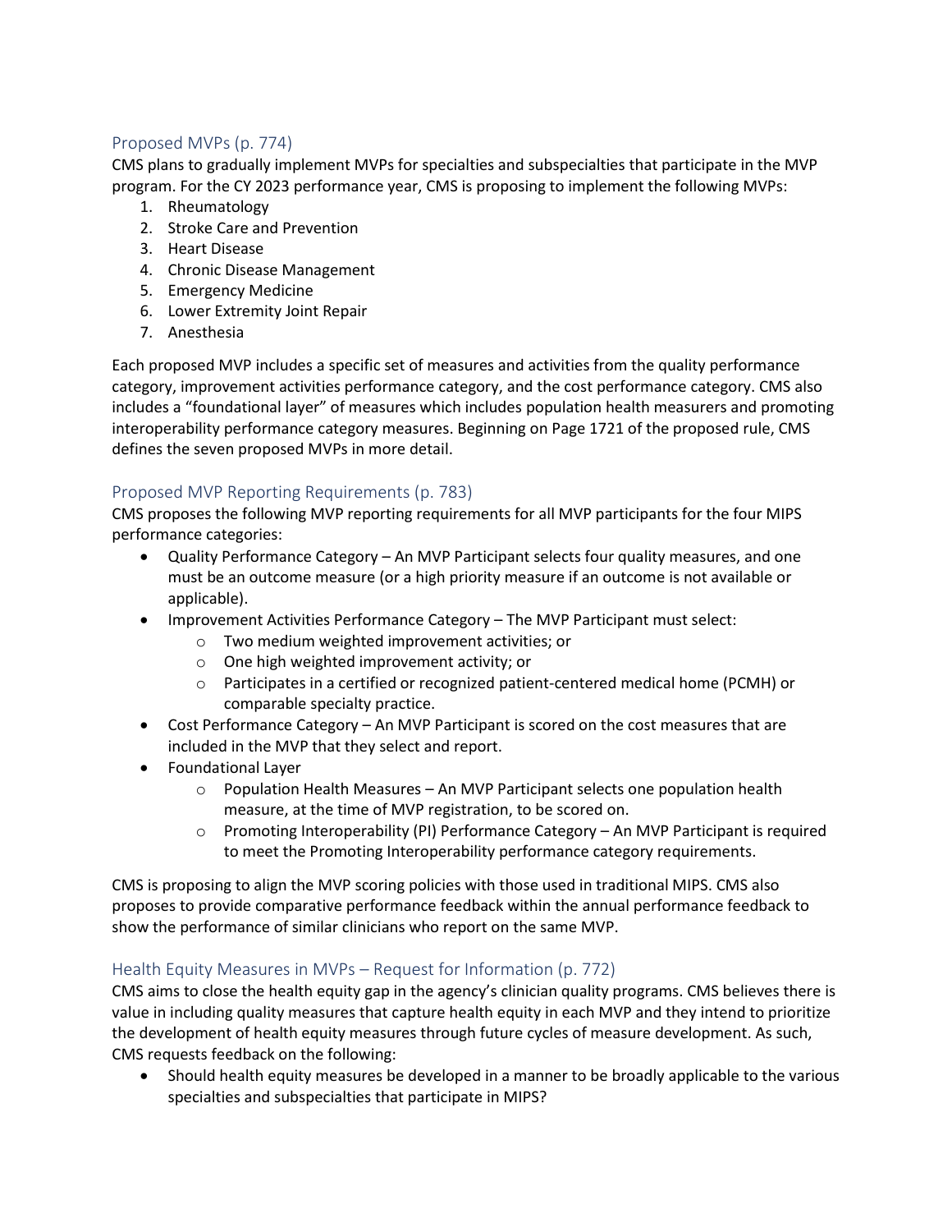## Proposed MVPs (p. 774)

CMS plans to gradually implement MVPs for specialties and subspecialties that participate in the MVP program. For the CY 2023 performance year, CMS is proposing to implement the following MVPs:

1. Rheumatology
2. Stroke Care and Prevention
3. Heart Disease
4. Chronic Disease Management
5. Emergency Medicine
6. Lower Extremity Joint Repair
7. Anesthesia

Each proposed MVP includes a specific set of measures and activities from the quality performance category, improvement activities performance category, and the cost performance category. CMS also includes a "foundational layer" of measures which includes population health measurers and promoting interoperability performance category measures. Beginning on Page 1721 of the proposed rule, CMS defines the seven proposed MVPs in more detail.

## Proposed MVP Reporting Requirements (p. 783)

CMS proposes the following MVP reporting requirements for all MVP participants for the four MIPS performance categories:

- Quality Performance Category – An MVP Participant selects four quality measures, and one must be an outcome measure (or a high priority measure if an outcome is not available or applicable).
- Improvement Activities Performance Category – The MVP Participant must select:
    - Two medium weighted improvement activities; or
    - One high weighted improvement activity; or
    - Participates in a certified or recognized patient-centered medical home (PCMH) or comparable specialty practice.
- Cost Performance Category – An MVP Participant is scored on the cost measures that are included in the MVP that they select and report.
- Foundational Layer
    - Population Health Measures – An MVP Participant selects one population health measure, at the time of MVP registration, to be scored on.
    - Promoting Interoperability (PI) Performance Category – An MVP Participant is required to meet the Promoting Interoperability performance category requirements.

CMS is proposing to align the MVP scoring policies with those used in traditional MIPS. CMS also proposes to provide comparative performance feedback within the annual performance feedback to show the performance of similar clinicians who report on the same MVP.

## Health Equity Measures in MVPs – Request for Information (p. 772)

CMS aims to close the health equity gap in the agency's clinician quality programs. CMS believes there is value in including quality measures that capture health equity in each MVP and they intend to prioritize the development of health equity measures through future cycles of measure development. As such, CMS requests feedback on the following:

- Should health equity measures be developed in a manner to be broadly applicable to the various specialties and subspecialties that participate in MIPS?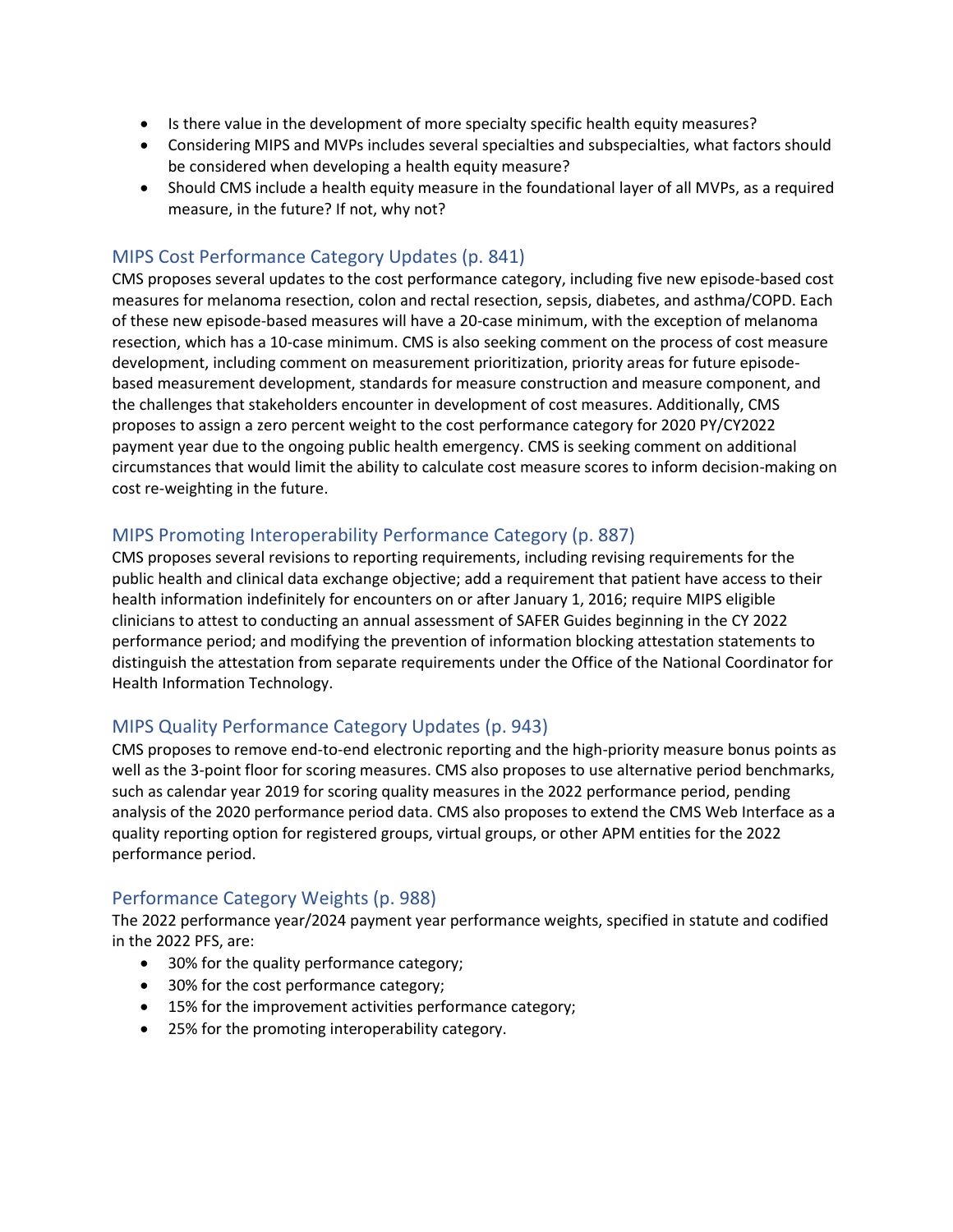- Is there value in the development of more specialty specific health equity measures?
- Considering MIPS and MVPs includes several specialties and subspecialties, what factors should be considered when developing a health equity measure?
- Should CMS include a health equity measure in the foundational layer of all MVPs, as a required measure, in the future? If not, why not?

## MIPS Cost Performance Category Updates (p. 841)

CMS proposes several updates to the cost performance category, including five new episode-based cost measures for melanoma resection, colon and rectal resection, sepsis, diabetes, and asthma/COPD. Each of these new episode-based measures will have a 20-case minimum, with the exception of melanoma resection, which has a 10-case minimum. CMS is also seeking comment on the process of cost measure development, including comment on measurement prioritization, priority areas for future episode-based measurement development, standards for measure construction and measure component, and the challenges that stakeholders encounter in development of cost measures. Additionally, CMS proposes to assign a zero percent weight to the cost performance category for 2020 PY/CY2022 payment year due to the ongoing public health emergency. CMS is seeking comment on additional circumstances that would limit the ability to calculate cost measure scores to inform decision-making on cost re-weighting in the future.

## MIPS Promoting Interoperability Performance Category (p. 887)

CMS proposes several revisions to reporting requirements, including revising requirements for the public health and clinical data exchange objective; add a requirement that patient have access to their health information indefinitely for encounters on or after January 1, 2016; require MIPS eligible clinicians to attest to conducting an annual assessment of SAFER Guides beginning in the CY 2022 performance period; and modifying the prevention of information blocking attestation statements to distinguish the attestation from separate requirements under the Office of the National Coordinator for Health Information Technology.

## MIPS Quality Performance Category Updates (p. 943)

CMS proposes to remove end-to-end electronic reporting and the high-priority measure bonus points as well as the 3-point floor for scoring measures. CMS also proposes to use alternative period benchmarks, such as calendar year 2019 for scoring quality measures in the 2022 performance period, pending analysis of the 2020 performance period data. CMS also proposes to extend the CMS Web Interface as a quality reporting option for registered groups, virtual groups, or other APM entities for the 2022 performance period.

## Performance Category Weights (p. 988)

The 2022 performance year/2024 payment year performance weights, specified in statute and codified in the 2022 PFS, are:

- 30% for the quality performance category;
- 30% for the cost performance category;
- 15% for the improvement activities performance category;
- 25% for the promoting interoperability category.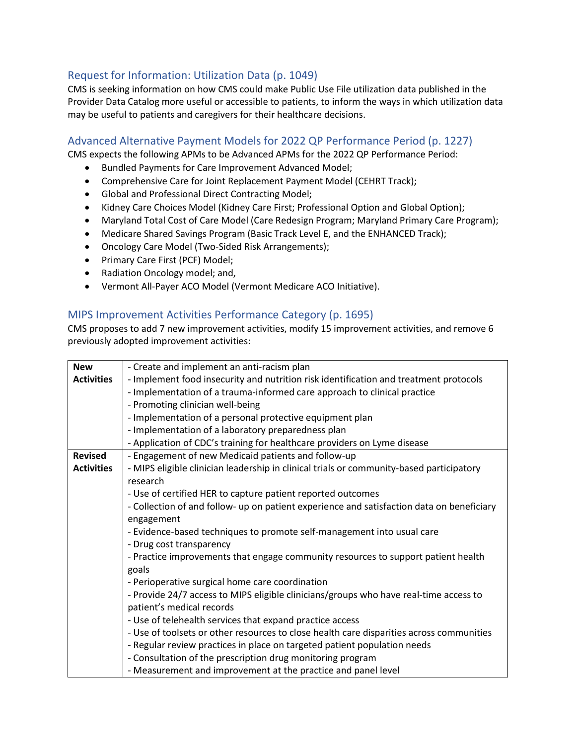## Request for Information: Utilization Data (p. 1049)

CMS is seeking information on how CMS could make Public Use File utilization data published in the Provider Data Catalog more useful or accessible to patients, to inform the ways in which utilization data may be useful to patients and caregivers for their healthcare decisions.

## Advanced Alternative Payment Models for 2022 QP Performance Period (p. 1227)

CMS expects the following APMs to be Advanced APMs for the 2022 QP Performance Period:

- Bundled Payments for Care Improvement Advanced Model;
- Comprehensive Care for Joint Replacement Payment Model (CEHRT Track);
- Global and Professional Direct Contracting Model;
- Kidney Care Choices Model (Kidney Care First; Professional Option and Global Option);
- Maryland Total Cost of Care Model (Care Redesign Program; Maryland Primary Care Program);
- Medicare Shared Savings Program (Basic Track Level E, and the ENHANCED Track);
- Oncology Care Model (Two-Sided Risk Arrangements);
- Primary Care First (PCF) Model;
- Radiation Oncology model; and,
- Vermont All-Payer ACO Model (Vermont Medicare ACO Initiative).

## MIPS Improvement Activities Performance Category (p. 1695)

CMS proposes to add 7 new improvement activities, modify 15 improvement activities, and remove 6 previously adopted improvement activities:

| | |
|---|---|
| **New Activities** | - Create and implement an anti-racism plan<br>- Implement food insecurity and nutrition risk identification and treatment protocols<br>- Implementation of a trauma-informed care approach to clinical practice<br>- Promoting clinician well-being<br>- Implementation of a personal protective equipment plan<br>- Implementation of a laboratory preparedness plan<br>- Application of CDC's training for healthcare providers on Lyme disease |
| **Revised Activities** | - Engagement of new Medicaid patients and follow-up<br>- MIPS eligible clinician leadership in clinical trials or community-based participatory research<br>- Use of certified HER to capture patient reported outcomes<br>- Collection of and follow- up on patient experience and satisfaction data on beneficiary engagement<br>- Evidence-based techniques to promote self-management into usual care<br>- Drug cost transparency<br>- Practice improvements that engage community resources to support patient health goals<br>- Perioperative surgical home care coordination<br>- Provide 24/7 access to MIPS eligible clinicians/groups who have real-time access to patient's medical records<br>- Use of telehealth services that expand practice access<br>- Use of toolsets or other resources to close health care disparities across communities<br>- Regular review practices in place on targeted patient population needs<br>- Consultation of the prescription drug monitoring program<br>- Measurement and improvement at the practice and panel level |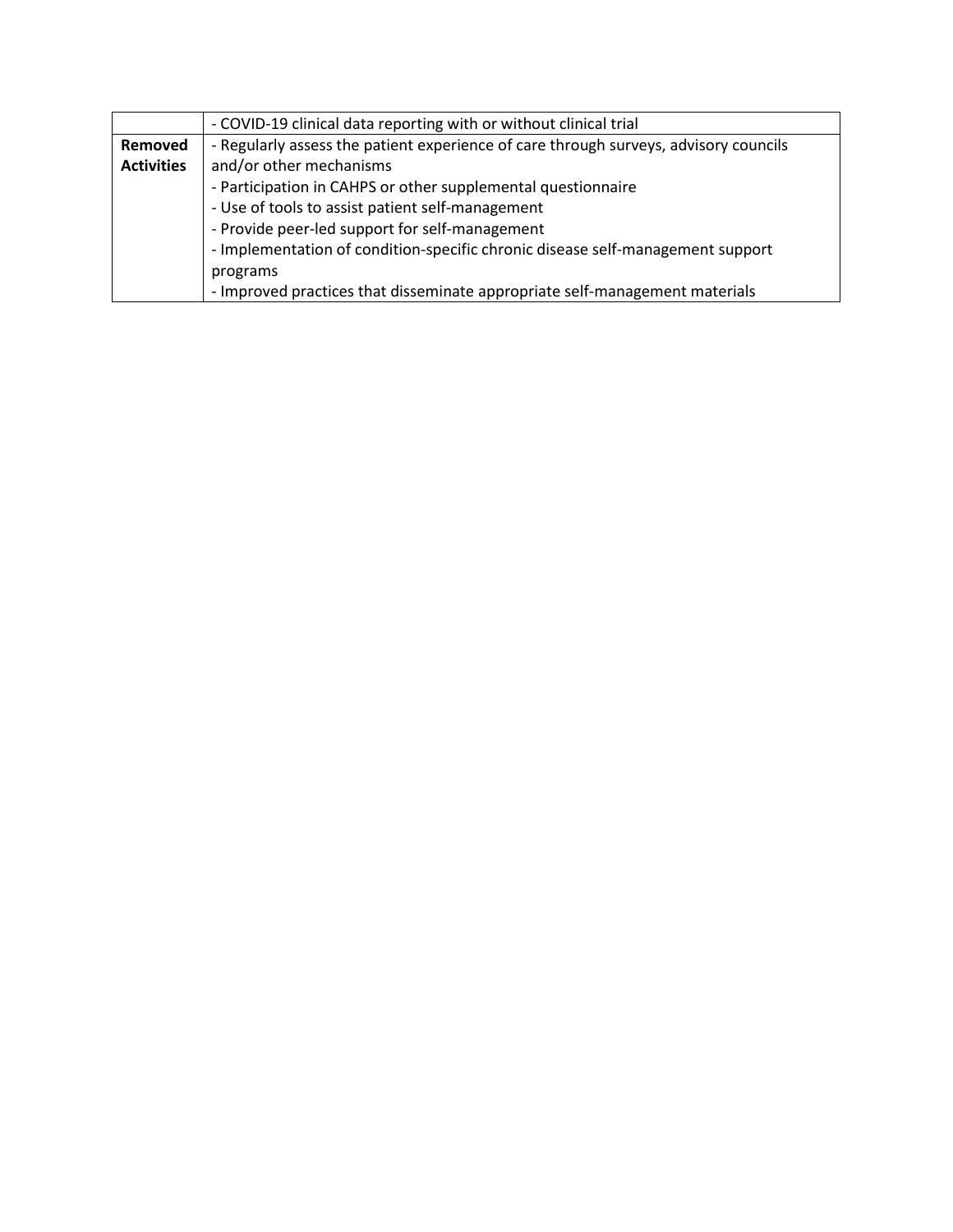| | |
|---|---|
| | - COVID-19 clinical data reporting with or without clinical trial |
| **Removed Activities** | - Regularly assess the patient experience of care through surveys, advisory councils and/or other mechanisms<br>- Participation in CAHPS or other supplemental questionnaire<br>- Use of tools to assist patient self-management<br>- Provide peer-led support for self-management<br>- Implementation of condition-specific chronic disease self-management support programs<br>- Improved practices that disseminate appropriate self-management materials |